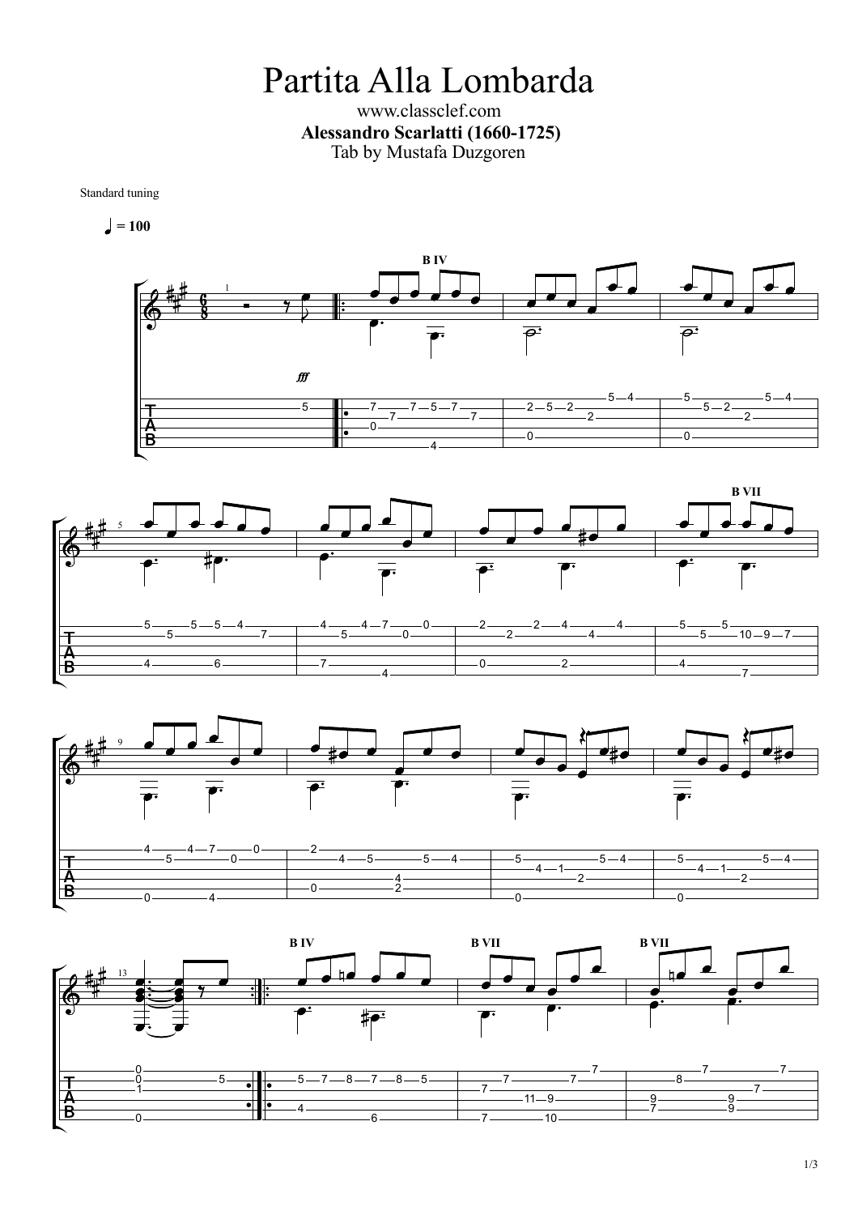# Partita Alla Lombarda

www.classclef.com

**Alessandro Scarlatti (1660-1725)**

Tab by Mustafa Duzgoren

Standard tuning

♩ = 100